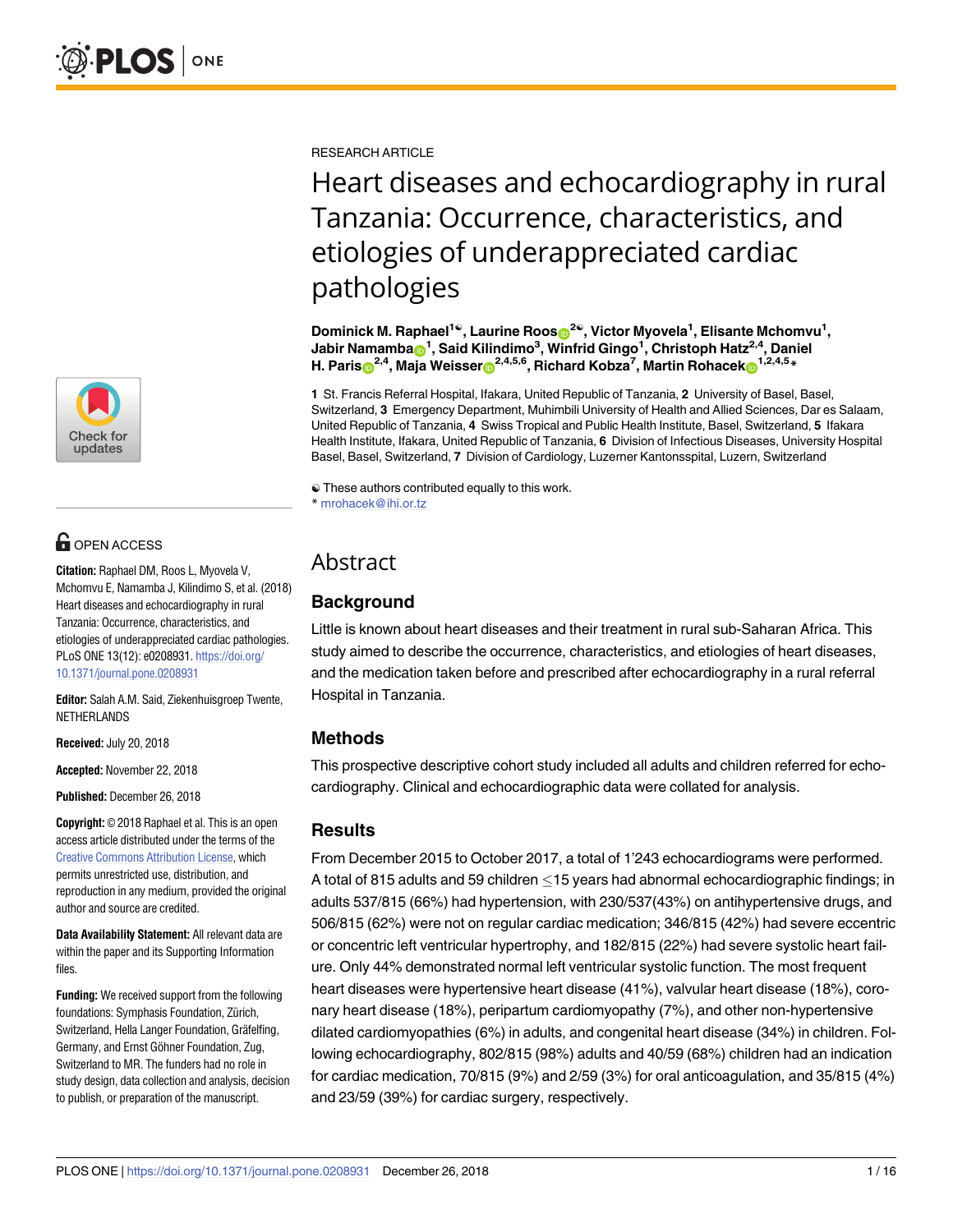RESEARCH ARTICLE

# Heart diseases and echocardiography in rural Tanzania: Occurrence, characteristics, and etiologies of underappreciated cardiac pathologies

**Dominick M. Raphael[1☯], Laurine Roos[2☯], Victor Myovela[1], Elisante Mchomvu[1], Jabir Namamba[1], Said Kilindimo[3], Winfrid Gingo[1], Christoph Hatz[2,4], Daniel H. Paris[2,4], Maja Weisser[2,4,5,6], Richard Kobza[7], Martin Rohacek[1,2,4,5]*

**1** St. Francis Referral Hospital, Ifakara, United Republic of Tanzania, **2** University of Basel, Basel, Switzerland, **3** Emergency Department, Muhimbili University of Health and Allied Sciences, Dar es Salaam, United Republic of Tanzania, **4** Swiss Tropical and Public Health Institute, Basel, Switzerland, **5** Ifakara Health Institute, Ifakara, United Republic of Tanzania, **6** Division of Infectious Diseases, University Hospital Basel, Basel, Switzerland, **7** Division of Cardiology, Luzerner Kantonsspital, Luzern, Switzerland

☯ These authors contributed equally to this work.
* mrohacek@ihi.or.tz

OPEN ACCESS

**Citation:** Raphael DM, Roos L, Myovela V, Mchomvu E, Namamba J, Kilindimo S, et al. (2018) Heart diseases and echocardiography in rural Tanzania: Occurrence, characteristics, and etiologies of underappreciated cardiac pathologies. PLoS ONE 13(12): e0208931. https://doi.org/10.1371/journal.pone.0208931

**Editor:** Salah A.M. Said, Ziekenhuisgroep Twente, NETHERLANDS

**Received:** July 20, 2018

**Accepted:** November 22, 2018

**Published:** December 26, 2018

**Copyright:** © 2018 Raphael et al. This is an open access article distributed under the terms of the Creative Commons Attribution License, which permits unrestricted use, distribution, and reproduction in any medium, provided the original author and source are credited.

**Data Availability Statement:** All relevant data are within the paper and its Supporting Information files.

**Funding:** We received support from the following foundations: Symphasis Foundation, Zürich, Switzerland, Hella Langer Foundation, Gräfelfing, Germany, and Ernst Göhner Foundation, Zug, Switzerland to MR. The funders had no role in study design, data collection and analysis, decision to publish, or preparation of the manuscript.

## Abstract

### Background

Little is known about heart diseases and their treatment in rural sub-Saharan Africa. This study aimed to describe the occurrence, characteristics, and etiologies of heart diseases, and the medication taken before and prescribed after echocardiography in a rural referral Hospital in Tanzania.

### Methods

This prospective descriptive cohort study included all adults and children referred for echocardiography. Clinical and echocardiographic data were collated for analysis.

### Results

From December 2015 to October 2017, a total of 1'243 echocardiograms were performed. A total of 815 adults and 59 children $\leq$15 years had abnormal echocardiographic findings; in adults 537/815 (66%) had hypertension, with 230/537(43%) on antihypertensive drugs, and 506/815 (62%) were not on regular cardiac medication; 346/815 (42%) had severe eccentric or concentric left ventricular hypertrophy, and 182/815 (22%) had severe systolic heart failure. Only 44% demonstrated normal left ventricular systolic function. The most frequent heart diseases were hypertensive heart disease (41%), valvular heart disease (18%), coronary heart disease (18%), peripartum cardiomyopathy (7%), and other non-hypertensive dilated cardiomyopathies (6%) in adults, and congenital heart disease (34%) in children. Following echocardiography, 802/815 (98%) adults and 40/59 (68%) children had an indication for cardiac medication, 70/815 (9%) and 2/59 (3%) for oral anticoagulation, and 35/815 (4%) and 23/59 (39%) for cardiac surgery, respectively.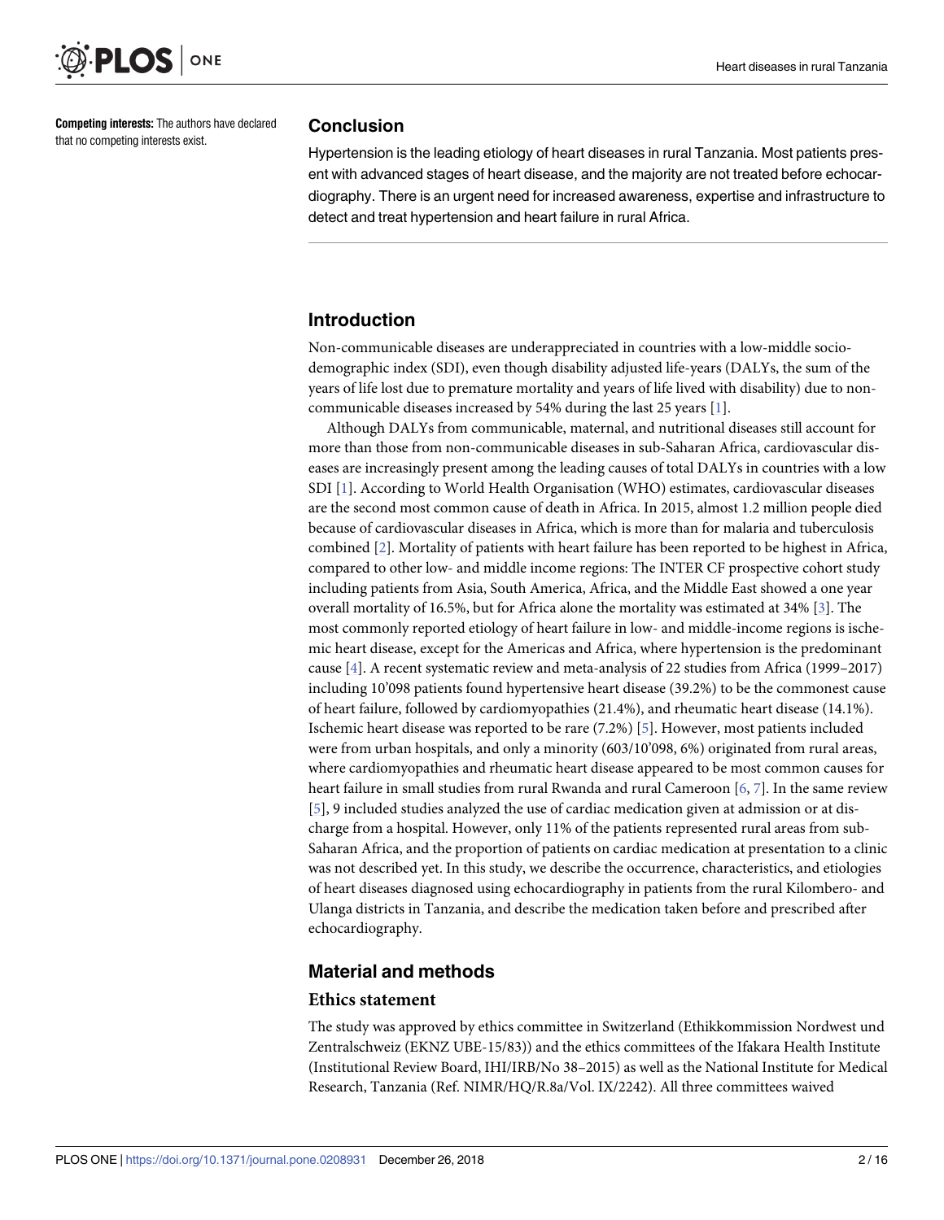**Competing interests:** The authors have declared that no competing interests exist.

## Conclusion

Hypertension is the leading etiology of heart diseases in rural Tanzania. Most patients present with advanced stages of heart disease, and the majority are not treated before echocardiography. There is an urgent need for increased awareness, expertise and infrastructure to detect and treat hypertension and heart failure in rural Africa.

## Introduction

Non-communicable diseases are underappreciated in countries with a low-middle socio-demographic index (SDI), even though disability adjusted life-years (DALYs, the sum of the years of life lost due to premature mortality and years of life lived with disability) due to non-communicable diseases increased by 54% during the last 25 years [1].

Although DALYs from communicable, maternal, and nutritional diseases still account for more than those from non-communicable diseases in sub-Saharan Africa, cardiovascular diseases are increasingly present among the leading causes of total DALYs in countries with a low SDI [1]. According to World Health Organisation (WHO) estimates, cardiovascular diseases are the second most common cause of death in Africa. In 2015, almost 1.2 million people died because of cardiovascular diseases in Africa, which is more than for malaria and tuberculosis combined [2]. Mortality of patients with heart failure has been reported to be highest in Africa, compared to other low- and middle income regions: The INTER CF prospective cohort study including patients from Asia, South America, Africa, and the Middle East showed a one year overall mortality of 16.5%, but for Africa alone the mortality was estimated at 34% [3]. The most commonly reported etiology of heart failure in low- and middle-income regions is ischemic heart disease, except for the Americas and Africa, where hypertension is the predominant cause [4]. A recent systematic review and meta-analysis of 22 studies from Africa (1999–2017) including 10'098 patients found hypertensive heart disease (39.2%) to be the commonest cause of heart failure, followed by cardiomyopathies (21.4%), and rheumatic heart disease (14.1%). Ischemic heart disease was reported to be rare (7.2%) [5]. However, most patients included were from urban hospitals, and only a minority (603/10'098, 6%) originated from rural areas, where cardiomyopathies and rheumatic heart disease appeared to be most common causes for heart failure in small studies from rural Rwanda and rural Cameroon [6, 7]. In the same review [5], 9 included studies analyzed the use of cardiac medication given at admission or at discharge from a hospital. However, only 11% of the patients represented rural areas from sub-Saharan Africa, and the proportion of patients on cardiac medication at presentation to a clinic was not described yet. In this study, we describe the occurrence, characteristics, and etiologies of heart diseases diagnosed using echocardiography in patients from the rural Kilombero- and Ulanga districts in Tanzania, and describe the medication taken before and prescribed after echocardiography.

## Material and methods

### Ethics statement

The study was approved by ethics committee in Switzerland (Ethikkommission Nordwest und Zentralschweiz (EKNZ UBE-15/83)) and the ethics committees of the Ifakara Health Institute (Institutional Review Board, IHI/IRB/No 38–2015) as well as the National Institute for Medical Research, Tanzania (Ref. NIMR/HQ/R.8a/Vol. IX/2242). All three committees waived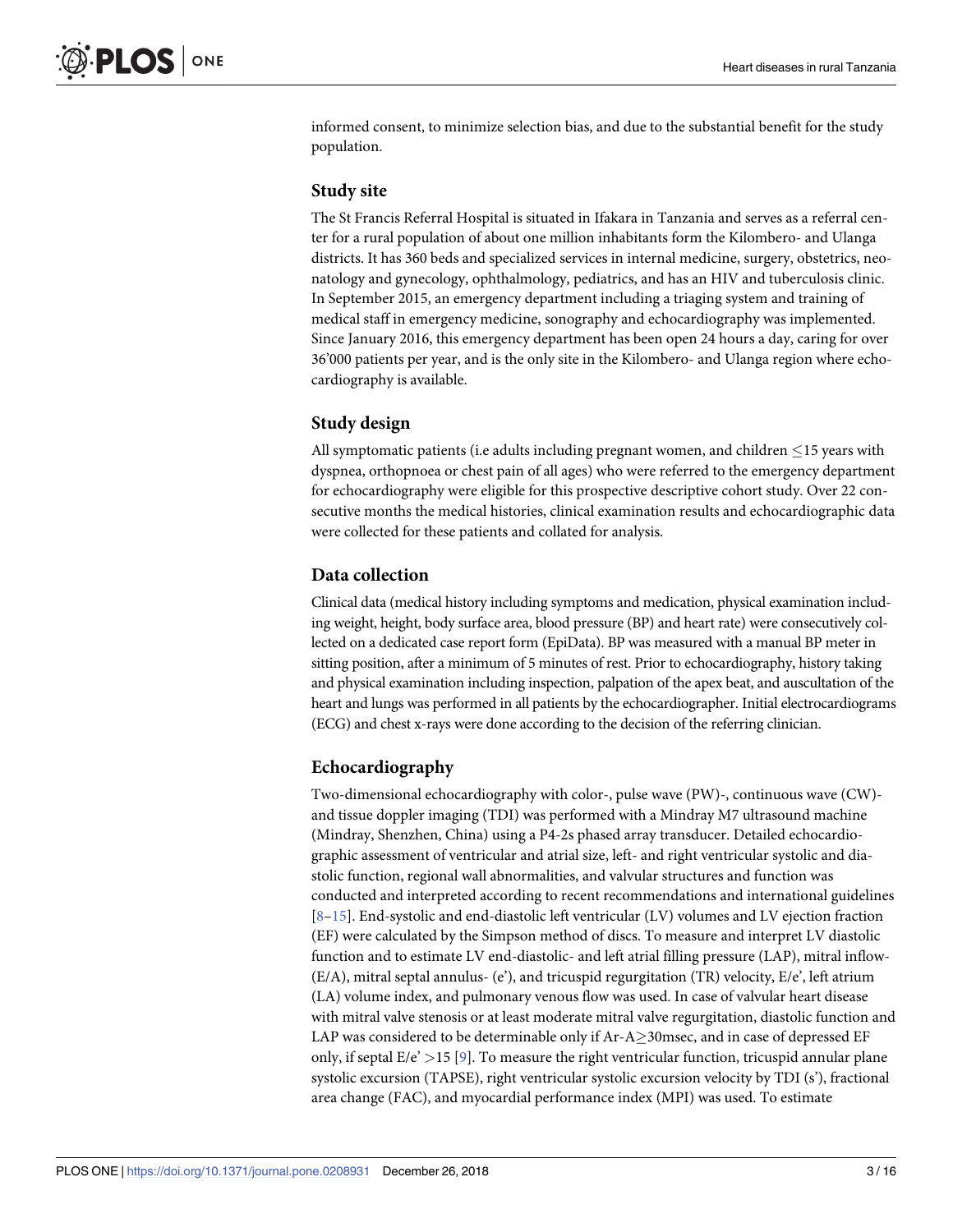informed consent, to minimize selection bias, and due to the substantial benefit for the study population.

## Study site

The St Francis Referral Hospital is situated in Ifakara in Tanzania and serves as a referral center for a rural population of about one million inhabitants form the Kilombero- and Ulanga districts. It has 360 beds and specialized services in internal medicine, surgery, obstetrics, neonatology and gynecology, ophthalmology, pediatrics, and has an HIV and tuberculosis clinic. In September 2015, an emergency department including a triaging system and training of medical staff in emergency medicine, sonography and echocardiography was implemented. Since January 2016, this emergency department has been open 24 hours a day, caring for over 36'000 patients per year, and is the only site in the Kilombero- and Ulanga region where echocardiography is available.

## Study design

All symptomatic patients (i.e adults including pregnant women, and children ≤15 years with dyspnea, orthopnoea or chest pain of all ages) who were referred to the emergency department for echocardiography were eligible for this prospective descriptive cohort study. Over 22 consecutive months the medical histories, clinical examination results and echocardiographic data were collected for these patients and collated for analysis.

## Data collection

Clinical data (medical history including symptoms and medication, physical examination including weight, height, body surface area, blood pressure (BP) and heart rate) were consecutively collected on a dedicated case report form (EpiData). BP was measured with a manual BP meter in sitting position, after a minimum of 5 minutes of rest. Prior to echocardiography, history taking and physical examination including inspection, palpation of the apex beat, and auscultation of the heart and lungs was performed in all patients by the echocardiographer. Initial electrocardiograms (ECG) and chest x-rays were done according to the decision of the referring clinician.

## Echocardiography

Two-dimensional echocardiography with color-, pulse wave (PW)-, continuous wave (CW)- and tissue doppler imaging (TDI) was performed with a Mindray M7 ultrasound machine (Mindray, Shenzhen, China) using a P4-2s phased array transducer. Detailed echocardiographic assessment of ventricular and atrial size, left- and right ventricular systolic and diastolic function, regional wall abnormalities, and valvular structures and function was conducted and interpreted according to recent recommendations and international guidelines [8–15]. End-systolic and end-diastolic left ventricular (LV) volumes and LV ejection fraction (EF) were calculated by the Simpson method of discs. To measure and interpret LV diastolic function and to estimate LV end-diastolic- and left atrial filling pressure (LAP), mitral inflow- (E/A), mitral septal annulus- (e'), and tricuspid regurgitation (TR) velocity, E/e', left atrium (LA) volume index, and pulmonary venous flow was used. In case of valvular heart disease with mitral valve stenosis or at least moderate mitral valve regurgitation, diastolic function and LAP was considered to be determinable only if Ar-A≥30msec, and in case of depressed EF only, if septal E/e' >15 [9]. To measure the right ventricular function, tricuspid annular plane systolic excursion (TAPSE), right ventricular systolic excursion velocity by TDI (s'), fractional area change (FAC), and myocardial performance index (MPI) was used. To estimate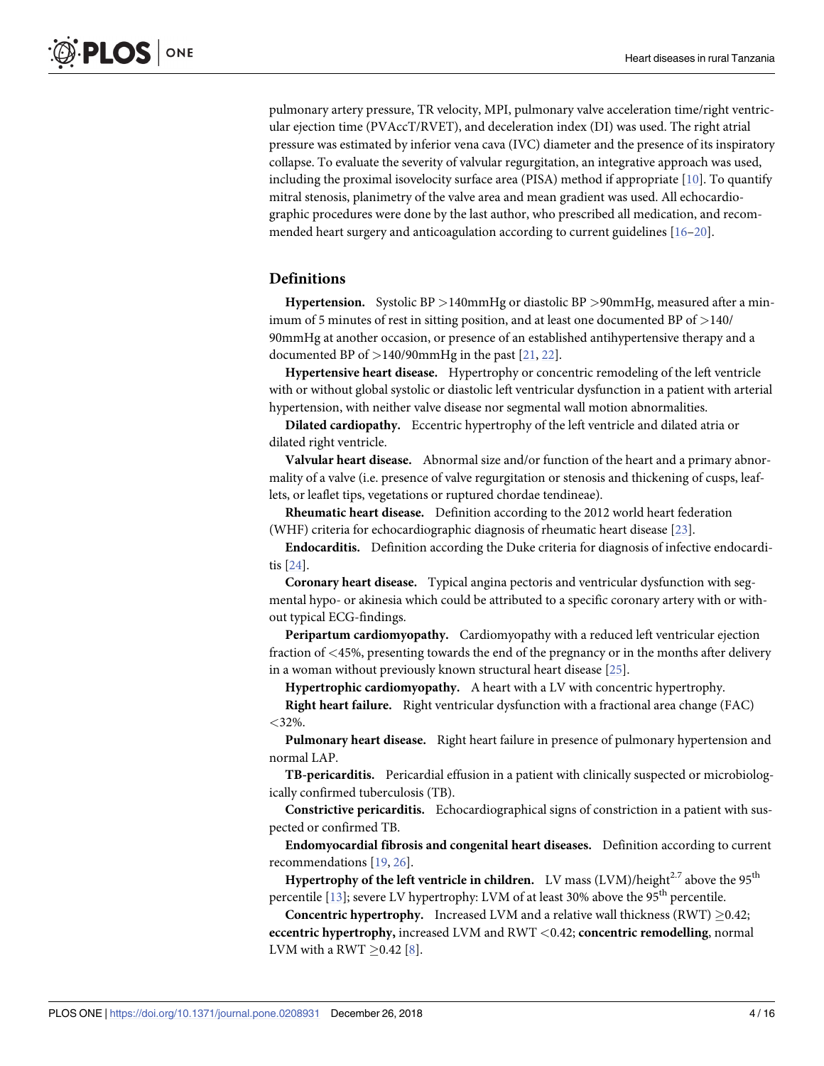pulmonary artery pressure, TR velocity, MPI, pulmonary valve acceleration time/right ventricular ejection time (PVAccT/RVET), and deceleration index (DI) was used. The right atrial pressure was estimated by inferior vena cava (IVC) diameter and the presence of its inspiratory collapse. To evaluate the severity of valvular regurgitation, an integrative approach was used, including the proximal isovelocity surface area (PISA) method if appropriate [10]. To quantify mitral stenosis, planimetry of the valve area and mean gradient was used. All echocardiographic procedures were done by the last author, who prescribed all medication, and recommended heart surgery and anticoagulation according to current guidelines [16–20].

## Definitions

**Hypertension.** Systolic BP >140mmHg or diastolic BP >90mmHg, measured after a minimum of 5 minutes of rest in sitting position, and at least one documented BP of >140/90mmHg at another occasion, or presence of an established antihypertensive therapy and a documented BP of >140/90mmHg in the past [21, 22].

**Hypertensive heart disease.** Hypertrophy or concentric remodeling of the left ventricle with or without global systolic or diastolic left ventricular dysfunction in a patient with arterial hypertension, with neither valve disease nor segmental wall motion abnormalities.

**Dilated cardiopathy.** Eccentric hypertrophy of the left ventricle and dilated atria or dilated right ventricle.

**Valvular heart disease.** Abnormal size and/or function of the heart and a primary abnormality of a valve (i.e. presence of valve regurgitation or stenosis and thickening of cusps, leaflets, or leaflet tips, vegetations or ruptured chordae tendineae).

**Rheumatic heart disease.** Definition according to the 2012 world heart federation (WHF) criteria for echocardiographic diagnosis of rheumatic heart disease [23].

**Endocarditis.** Definition according the Duke criteria for diagnosis of infective endocarditis [24].

**Coronary heart disease.** Typical angina pectoris and ventricular dysfunction with segmental hypo- or akinesia which could be attributed to a specific coronary artery with or without typical ECG-findings.

**Peripartum cardiomyopathy.** Cardiomyopathy with a reduced left ventricular ejection fraction of <45%, presenting towards the end of the pregnancy or in the months after delivery in a woman without previously known structural heart disease [25].

**Hypertrophic cardiomyopathy.** A heart with a LV with concentric hypertrophy.

**Right heart failure.** Right ventricular dysfunction with a fractional area change (FAC) <32%.

**Pulmonary heart disease.** Right heart failure in presence of pulmonary hypertension and normal LAP.

**TB-pericarditis.** Pericardial effusion in a patient with clinically suspected or microbiologically confirmed tuberculosis (TB).

**Constrictive pericarditis.** Echocardiographical signs of constriction in a patient with suspected or confirmed TB.

**Endomyocardial fibrosis and congenital heart diseases.** Definition according to current recommendations [19, 26].

**Hypertrophy of the left ventricle in children.** LV mass (LVM)/height$^{2.7}$ above the 95$^{th}$ percentile [13]; severe LV hypertrophy: LVM of at least 30% above the 95$^{th}$ percentile.

**Concentric hypertrophy.** Increased LVM and a relative wall thickness (RWT) $\geq$0.42; **eccentric hypertrophy,** increased LVM and RWT <0.42; **concentric remodelling**, normal LVM with a RWT $\geq$0.42 [8].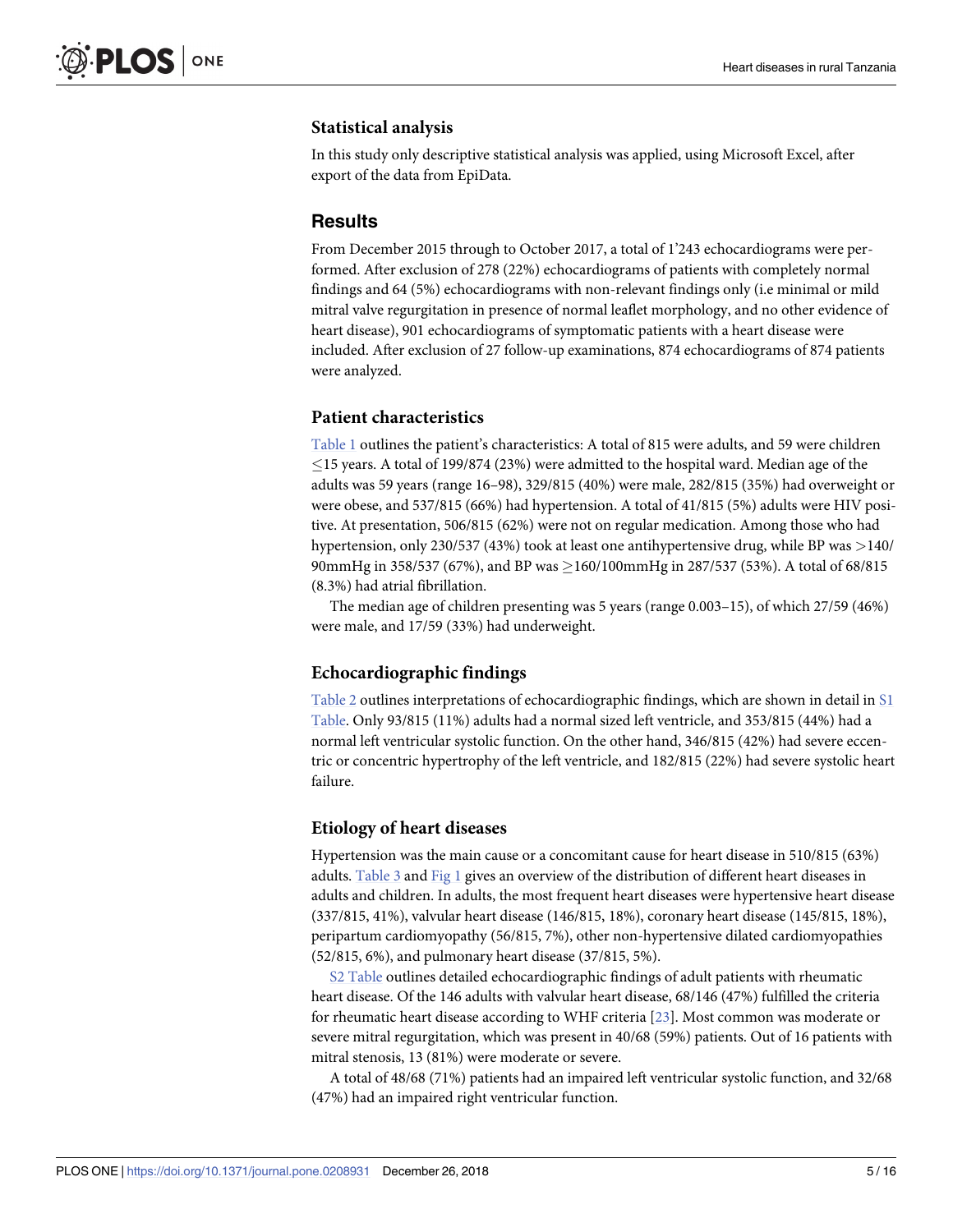### Statistical analysis

In this study only descriptive statistical analysis was applied, using Microsoft Excel, after export of the data from EpiData.

## Results

From December 2015 through to October 2017, a total of 1'243 echocardiograms were performed. After exclusion of 278 (22%) echocardiograms of patients with completely normal findings and 64 (5%) echocardiograms with non-relevant findings only (i.e minimal or mild mitral valve regurgitation in presence of normal leaflet morphology, and no other evidence of heart disease), 901 echocardiograms of symptomatic patients with a heart disease were included. After exclusion of 27 follow-up examinations, 874 echocardiograms of 874 patients were analyzed.

### Patient characteristics

Table 1 outlines the patient's characteristics: A total of 815 were adults, and 59 were children ≤15 years. A total of 199/874 (23%) were admitted to the hospital ward. Median age of the adults was 59 years (range 16–98), 329/815 (40%) were male, 282/815 (35%) had overweight or were obese, and 537/815 (66%) had hypertension. A total of 41/815 (5%) adults were HIV positive. At presentation, 506/815 (62%) were not on regular medication. Among those who had hypertension, only 230/537 (43%) took at least one antihypertensive drug, while BP was >140/90mmHg in 358/537 (67%), and BP was ≥160/100mmHg in 287/537 (53%). A total of 68/815 (8.3%) had atrial fibrillation.

The median age of children presenting was 5 years (range 0.003–15), of which 27/59 (46%) were male, and 17/59 (33%) had underweight.

### Echocardiographic findings

Table 2 outlines interpretations of echocardiographic findings, which are shown in detail in S1 Table. Only 93/815 (11%) adults had a normal sized left ventricle, and 353/815 (44%) had a normal left ventricular systolic function. On the other hand, 346/815 (42%) had severe eccentric or concentric hypertrophy of the left ventricle, and 182/815 (22%) had severe systolic heart failure.

### Etiology of heart diseases

Hypertension was the main cause or a concomitant cause for heart disease in 510/815 (63%) adults. Table 3 and Fig 1 gives an overview of the distribution of different heart diseases in adults and children. In adults, the most frequent heart diseases were hypertensive heart disease (337/815, 41%), valvular heart disease (146/815, 18%), coronary heart disease (145/815, 18%), peripartum cardiomyopathy (56/815, 7%), other non-hypertensive dilated cardiomyopathies (52/815, 6%), and pulmonary heart disease (37/815, 5%).

S2 Table outlines detailed echocardiographic findings of adult patients with rheumatic heart disease. Of the 146 adults with valvular heart disease, 68/146 (47%) fulfilled the criteria for rheumatic heart disease according to WHF criteria [23]. Most common was moderate or severe mitral regurgitation, which was present in 40/68 (59%) patients. Out of 16 patients with mitral stenosis, 13 (81%) were moderate or severe.

A total of 48/68 (71%) patients had an impaired left ventricular systolic function, and 32/68 (47%) had an impaired right ventricular function.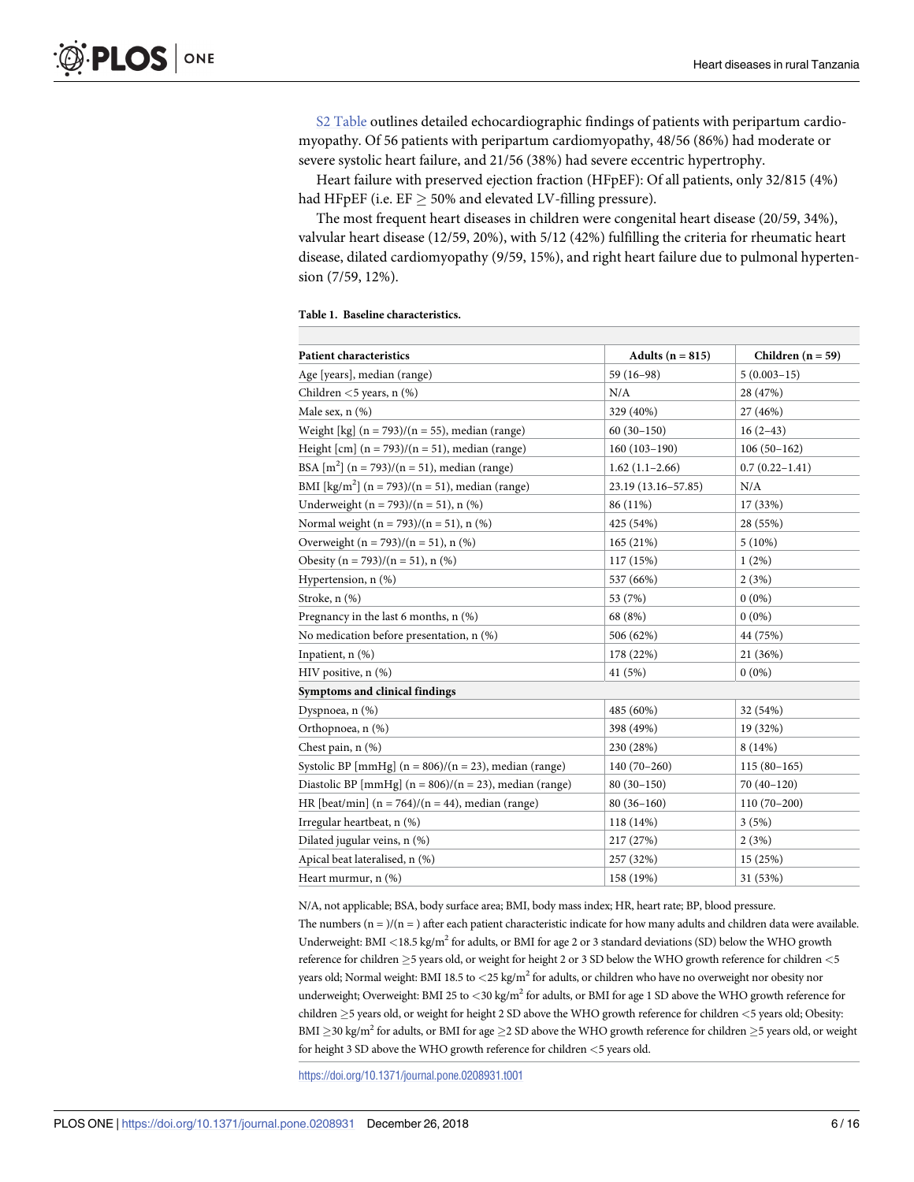S2 Table outlines detailed echocardiographic findings of patients with peripartum cardiomyopathy. Of 56 patients with peripartum cardiomyopathy, 48/56 (86%) had moderate or severe systolic heart failure, and 21/56 (38%) had severe eccentric hypertrophy.

Heart failure with preserved ejection fraction (HFpEF): Of all patients, only 32/815 (4%) had HFpEF (i.e. EF $\geq$ 50% and elevated LV-filling pressure).

The most frequent heart diseases in children were congenital heart disease (20/59, 34%), valvular heart disease (12/59, 20%), with 5/12 (42%) fulfilling the criteria for rheumatic heart disease, dilated cardiomyopathy (9/59, 15%), and right heart failure due to pulmonal hypertension (7/59, 12%).

**Table 1. Baseline characteristics.**

| Patient characteristics | Adults (n = 815) | Children (n = 59) |
|---|---|---|
| Age [years], median (range) | 59 (16–98) | 5 (0.003–15) |
| Children <5 years, n (%) | N/A | 28 (47%) |
| Male sex, n (%) | 329 (40%) | 27 (46%) |
| Weight [kg] (n = 793)/(n = 55), median (range) | 60 (30–150) | 16 (2–43) |
| Height [cm] (n = 793)/(n = 51), median (range) | 160 (103–190) | 106 (50–162) |
| BSA [m$^2$] (n = 793)/(n = 51), median (range) | 1.62 (1.1–2.66) | 0.7 (0.22–1.41) |
| BMI [kg/m$^2$] (n = 793)/(n = 51), median (range) | 23.19 (13.16–57.85) | N/A |
| Underweight (n = 793)/(n = 51), n (%) | 86 (11%) | 17 (33%) |
| Normal weight (n = 793)/(n = 51), n (%) | 425 (54%) | 28 (55%) |
| Overweight (n = 793)/(n = 51), n (%) | 165 (21%) | 5 (10%) |
| Obesity (n = 793)/(n = 51), n (%) | 117 (15%) | 1 (2%) |
| Hypertension, n (%) | 537 (66%) | 2 (3%) |
| Stroke, n (%) | 53 (7%) | 0 (0%) |
| Pregnancy in the last 6 months, n (%) | 68 (8%) | 0 (0%) |
| No medication before presentation, n (%) | 506 (62%) | 44 (75%) |
| Inpatient, n (%) | 178 (22%) | 21 (36%) |
| HIV positive, n (%) | 41 (5%) | 0 (0%) |
| **Symptoms and clinical findings** | | |
| Dyspnoea, n (%) | 485 (60%) | 32 (54%) |
| Orthopnoea, n (%) | 398 (49%) | 19 (32%) |
| Chest pain, n (%) | 230 (28%) | 8 (14%) |
| Systolic BP [mmHg] (n = 806)/(n = 23), median (range) | 140 (70–260) | 115 (80–165) |
| Diastolic BP [mmHg] (n = 806)/(n = 23), median (range) | 80 (30–150) | 70 (40–120) |
| HR [beat/min] (n = 764)/(n = 44), median (range) | 80 (36–160) | 110 (70–200) |
| Irregular heartbeat, n (%) | 118 (14%) | 3 (5%) |
| Dilated jugular veins, n (%) | 217 (27%) | 2 (3%) |
| Apical beat lateralised, n (%) | 257 (32%) | 15 (25%) |
| Heart murmur, n (%) | 158 (19%) | 31 (53%) |

N/A, not applicable; BSA, body surface area; BMI, body mass index; HR, heart rate; BP, blood pressure.

The numbers (n = )/(n = ) after each patient characteristic indicate for how many adults and children data were available. Underweight: BMI <18.5 kg/m$^2$ for adults, or BMI for age 2 or 3 standard deviations (SD) below the WHO growth reference for children $\geq$5 years old, or weight for height 2 or 3 SD below the WHO growth reference for children <5 years old; Normal weight: BMI 18.5 to <25 kg/m$^2$ for adults, or children who have no overweight nor obesity nor underweight; Overweight: BMI 25 to <30 kg/m$^2$ for adults, or BMI for age 1 SD above the WHO growth reference for children $\geq$5 years old, or weight for height 2 SD above the WHO growth reference for children <5 years old; Obesity: BMI $\geq$30 kg/m$^2$ for adults, or BMI for age $\geq$2 SD above the WHO growth reference for children $\geq$5 years old, or weight for height 3 SD above the WHO growth reference for children <5 years old.

https://doi.org/10.1371/journal.pone.0208931.t001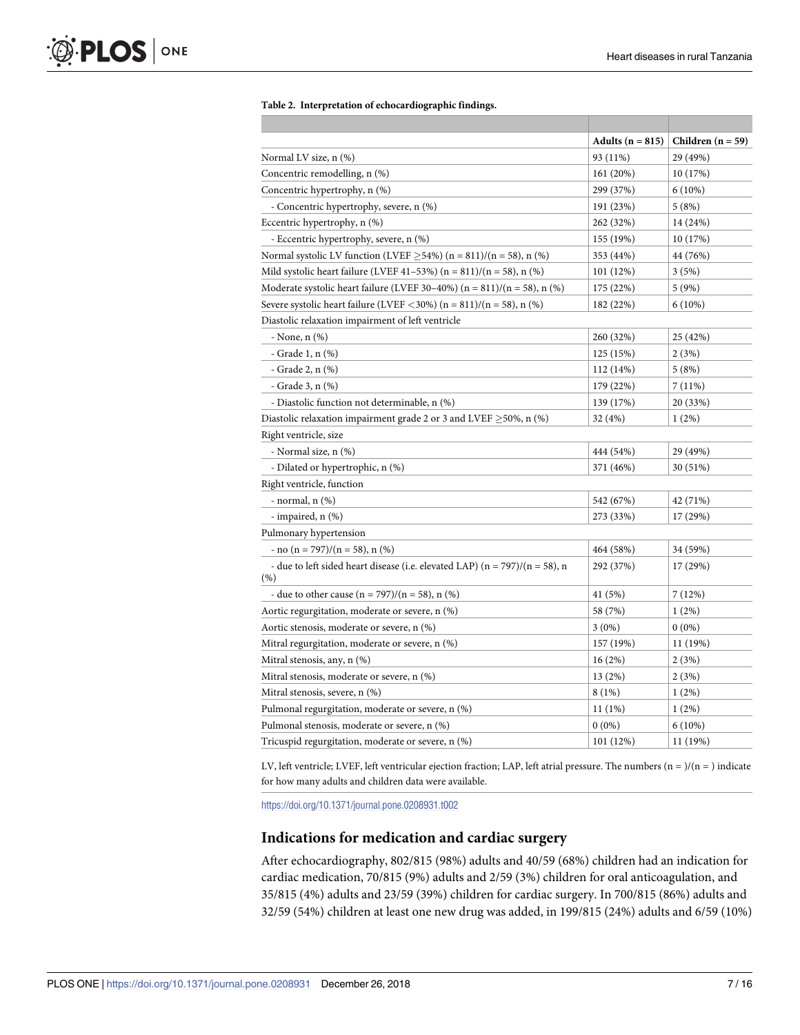**Table 2. Interpretation of echocardiographic findings.**

| | Adults (n = 815) | Children (n = 59) |
|---|---|---|
| Normal LV size, n (%) | 93 (11%) | 29 (49%) |
| Concentric remodelling, n (%) | 161 (20%) | 10 (17%) |
| Concentric hypertrophy, n (%) | 299 (37%) | 6 (10%) |
| - Concentric hypertrophy, severe, n (%) | 191 (23%) | 5 (8%) |
| Eccentric hypertrophy, n (%) | 262 (32%) | 14 (24%) |
| - Eccentric hypertrophy, severe, n (%) | 155 (19%) | 10 (17%) |
| Normal systolic LV function (LVEF ≥54%) (n = 811)/(n = 58), n (%) | 353 (44%) | 44 (76%) |
| Mild systolic heart failure (LVEF 41–53%) (n = 811)/(n = 58), n (%) | 101 (12%) | 3 (5%) |
| Moderate systolic heart failure (LVEF 30–40%) (n = 811)/(n = 58), n (%) | 175 (22%) | 5 (9%) |
| Severe systolic heart failure (LVEF <30%) (n = 811)/(n = 58), n (%) | 182 (22%) | 6 (10%) |
| Diastolic relaxation impairment of left ventricle | | |
| - None, n (%) | 260 (32%) | 25 (42%) |
| - Grade 1, n (%) | 125 (15%) | 2 (3%) |
| - Grade 2, n (%) | 112 (14%) | 5 (8%) |
| - Grade 3, n (%) | 179 (22%) | 7 (11%) |
| - Diastolic function not determinable, n (%) | 139 (17%) | 20 (33%) |
| Diastolic relaxation impairment grade 2 or 3 and LVEF ≥50%, n (%) | 32 (4%) | 1 (2%) |
| Right ventricle, size | | |
| - Normal size, n (%) | 444 (54%) | 29 (49%) |
| - Dilated or hypertrophic, n (%) | 371 (46%) | 30 (51%) |
| Right ventricle, function | | |
| - normal, n (%) | 542 (67%) | 42 (71%) |
| - impaired, n (%) | 273 (33%) | 17 (29%) |
| Pulmonary hypertension | | |
| - no (n = 797)/(n = 58), n (%) | 464 (58%) | 34 (59%) |
| - due to left sided heart disease (i.e. elevated LAP) (n = 797)/(n = 58), n (%) | 292 (37%) | 17 (29%) |
| - due to other cause (n = 797)/(n = 58), n (%) | 41 (5%) | 7 (12%) |
| Aortic regurgitation, moderate or severe, n (%) | 58 (7%) | 1 (2%) |
| Aortic stenosis, moderate or severe, n (%) | 3 (0%) | 0 (0%) |
| Mitral regurgitation, moderate or severe, n (%) | 157 (19%) | 11 (19%) |
| Mitral stenosis, any, n (%) | 16 (2%) | 2 (3%) |
| Mitral stenosis, moderate or severe, n (%) | 13 (2%) | 2 (3%) |
| Mitral stenosis, severe, n (%) | 8 (1%) | 1 (2%) |
| Pulmonal regurgitation, moderate or severe, n (%) | 11 (1%) | 1 (2%) |
| Pulmonal stenosis, moderate or severe, n (%) | 0 (0%) | 6 (10%) |
| Tricuspid regurgitation, moderate or severe, n (%) | 101 (12%) | 11 (19%) |

LV, left ventricle; LVEF, left ventricular ejection fraction; LAP, left atrial pressure. The numbers (n = )/(n = ) indicate for how many adults and children data were available.

https://doi.org/10.1371/journal.pone.0208931.t002

## Indications for medication and cardiac surgery

After echocardiography, 802/815 (98%) adults and 40/59 (68%) children had an indication for cardiac medication, 70/815 (9%) adults and 2/59 (3%) children for oral anticoagulation, and 35/815 (4%) adults and 23/59 (39%) children for cardiac surgery. In 700/815 (86%) adults and 32/59 (54%) children at least one new drug was added, in 199/815 (24%) adults and 6/59 (10%)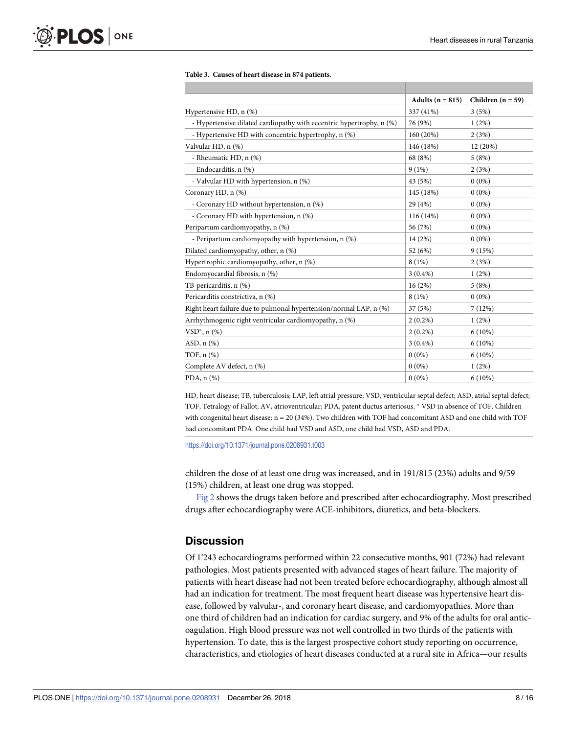**Table 3. Causes of heart disease in 874 patients.**

| | Adults (n = 815) | Children (n = 59) |
|---|---|---|
| Hypertensive HD, n (%) | 337 (41%) | 3 (5%) |
| - Hypertensive dilated cardiopathy with eccentric hypertrophy, n (%) | 76 (9%) | 1 (2%) |
| - Hypertensive HD with concentric hypertrophy, n (%) | 160 (20%) | 2 (3%) |
| Valvular HD, n (%) | 146 (18%) | 12 (20%) |
| - Rheumatic HD, n (%) | 68 (8%) | 5 (8%) |
| - Endocarditis, n (%) | 9 (1%) | 2 (3%) |
| - Valvular HD with hypertension, n (%) | 43 (5%) | 0 (0%) |
| Coronary HD, n (%) | 145 (18%) | 0 (0%) |
| - Coronary HD without hypertension, n (%) | 29 (4%) | 0 (0%) |
| - Coronary HD with hypertension, n (%) | 116 (14%) | 0 (0%) |
| Peripartum cardiomyopathy, n (%) | 56 (7%) | 0 (0%) |
| - Peripartum cardiomyopathy with hypertension, n (%) | 14 (2%) | 0 (0%) |
| Dilated cardiomyopathy, other, n (%) | 52 (6%) | 9 (15%) |
| Hypertrophic cardiomyopathy, other, n (%) | 8 (1%) | 2 (3%) |
| Endomyocardial fibrosis, n (%) | 3 (0.4%) | 1 (2%) |
| TB-pericarditis, n (%) | 16 (2%) | 5 (8%) |
| Pericarditis constrictiva, n (%) | 8 (1%) | 0 (0%) |
| Right heart failure due to pulmonal hypertension/normal LAP, n (%) | 37 (5%) | 7 (12%) |
| Arrhythmogenic right ventricular cardiomyopathy, n (%) | 2 (0.2%) | 1 (2%) |
| VSD*, n (%) | 2 (0.2%) | 6 (10%) |
| ASD, n (%) | 3 (0.4%) | 6 (10%) |
| TOF, n (%) | 0 (0%) | 6 (10%) |
| Complete AV defect, n (%) | 0 (0%) | 1 (2%) |
| PDA, n (%) | 0 (0%) | 6 (10%) |

HD, heart disease; TB, tuberculosis; LAP, left atrial pressure; VSD, ventricular septal defect; ASD, atrial septal defect; TOF, Tetralogy of Fallot; AV, atrioventricular; PDA, patent ductus arteriosus. * VSD in absence of TOF. Children with congenital heart disease: n = 20 (34%). Two children with TOF had concomitant ASD and one child with TOF had concomitant PDA. One child had VSD and ASD, one child had VSD, ASD and PDA.

https://doi.org/10.1371/journal.pone.0208931.t003

children the dose of at least one drug was increased, and in 191/815 (23%) adults and 9/59 (15%) children, at least one drug was stopped.

Fig 2 shows the drugs taken before and prescribed after echocardiography. Most prescribed drugs after echocardiography were ACE-inhibitors, diuretics, and beta-blockers.

## Discussion

Of 1'243 echocardiograms performed within 22 consecutive months, 901 (72%) had relevant pathologies. Most patients presented with advanced stages of heart failure. The majority of patients with heart disease had not been treated before echocardiography, although almost all had an indication for treatment. The most frequent heart disease was hypertensive heart disease, followed by valvular-, and coronary heart disease, and cardiomyopathies. More than one third of children had an indication for cardiac surgery, and 9% of the adults for oral anticoagulation. High blood pressure was not well controlled in two thirds of the patients with hypertension. To date, this is the largest prospective cohort study reporting on occurrence, characteristics, and etiologies of heart diseases conducted at a rural site in Africa—our results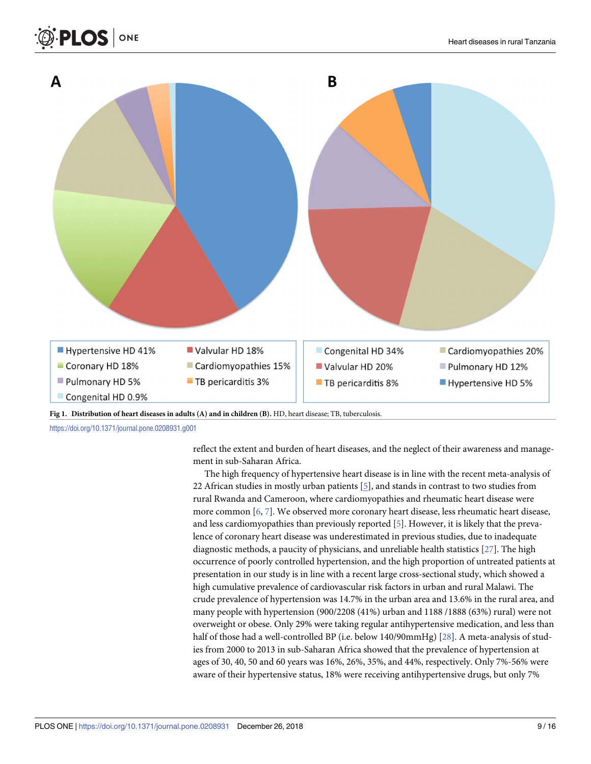A

B

Hypertensive HD 41% | Valvular HD 18% | Coronary HD 18% | Cardiomyopathies 15% | Pulmonary HD 5% | TB pericarditis 3% | Congenital HD 0.9%

Congenital HD 34% | Cardiomyopathies 20% | Valvular HD 20% | Pulmonary HD 12% | TB pericarditis 8% | Hypertensive HD 5%

**Fig 1. Distribution of heart diseases in adults (A) and in children (B).** HD, heart disease; TB, tuberculosis.

https://doi.org/10.1371/journal.pone.0208931.g001

reflect the extent and burden of heart diseases, and the neglect of their awareness and management in sub-Saharan Africa.

The high frequency of hypertensive heart disease is in line with the recent meta-analysis of 22 African studies in mostly urban patients [5], and stands in contrast to two studies from rural Rwanda and Cameroon, where cardiomyopathies and rheumatic heart disease were more common [6, 7]. We observed more coronary heart disease, less rheumatic heart disease, and less cardiomyopathies than previously reported [5]. However, it is likely that the prevalence of coronary heart disease was underestimated in previous studies, due to inadequate diagnostic methods, a paucity of physicians, and unreliable health statistics [27]. The high occurrence of poorly controlled hypertension, and the high proportion of untreated patients at presentation in our study is in line with a recent large cross-sectional study, which showed a high cumulative prevalence of cardiovascular risk factors in urban and rural Malawi. The crude prevalence of hypertension was 14.7% in the urban area and 13.6% in the rural area, and many people with hypertension (900/2208 (41%) urban and 1188 /1888 (63%) rural) were not overweight or obese. Only 29% were taking regular antihypertensive medication, and less than half of those had a well-controlled BP (i.e. below 140/90mmHg) [28]. A meta-analysis of studies from 2000 to 2013 in sub-Saharan Africa showed that the prevalence of hypertension at ages of 30, 40, 50 and 60 years was 16%, 26%, 35%, and 44%, respectively. Only 7%-56% were aware of their hypertensive status, 18% were receiving antihypertensive drugs, but only 7%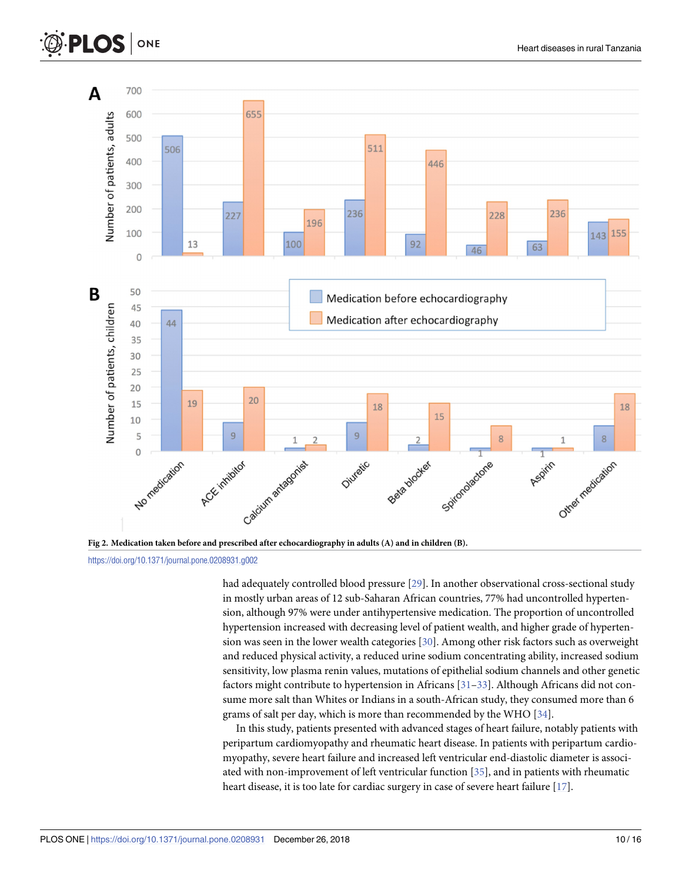**Fig 2. Medication taken before and prescribed after echocardiography in adults (A) and in children (B).**

https://doi.org/10.1371/journal.pone.0208931.g002

had adequately controlled blood pressure [29]. In another observational cross-sectional study in mostly urban areas of 12 sub-Saharan African countries, 77% had uncontrolled hypertension, although 97% were under antihypertensive medication. The proportion of uncontrolled hypertension increased with decreasing level of patient wealth, and higher grade of hypertension was seen in the lower wealth categories [30]. Among other risk factors such as overweight and reduced physical activity, a reduced urine sodium concentrating ability, increased sodium sensitivity, low plasma renin values, mutations of epithelial sodium channels and other genetic factors might contribute to hypertension in Africans [31–33]. Although Africans did not consume more salt than Whites or Indians in a south-African study, they consumed more than 6 grams of salt per day, which is more than recommended by the WHO [34].

In this study, patients presented with advanced stages of heart failure, notably patients with peripartum cardiomyopathy and rheumatic heart disease. In patients with peripartum cardiomyopathy, severe heart failure and increased left ventricular end-diastolic diameter is associated with non-improvement of left ventricular function [35], and in patients with rheumatic heart disease, it is too late for cardiac surgery in case of severe heart failure [17].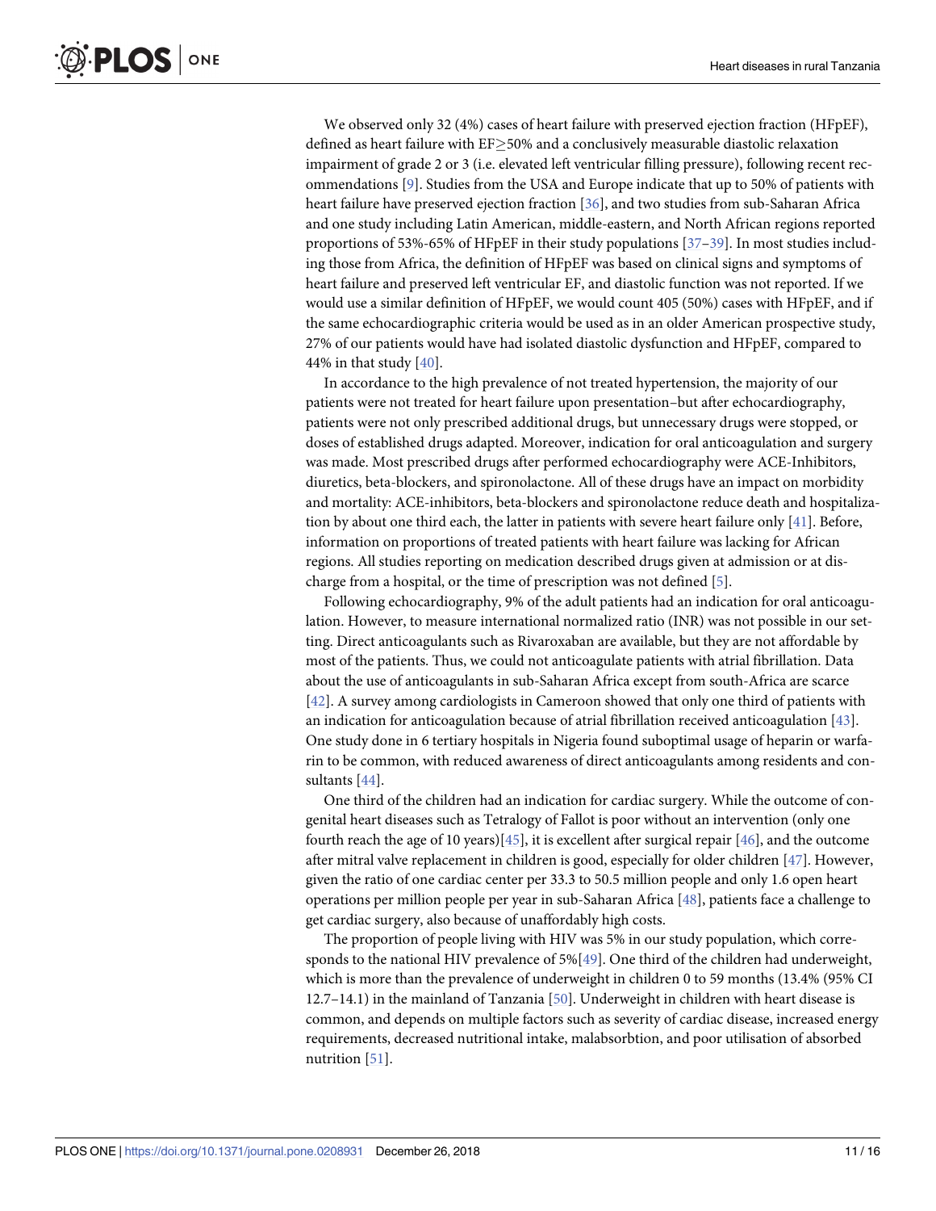We observed only 32 (4%) cases of heart failure with preserved ejection fraction (HFpEF), defined as heart failure with EF≥50% and a conclusively measurable diastolic relaxation impairment of grade 2 or 3 (i.e. elevated left ventricular filling pressure), following recent recommendations [9]. Studies from the USA and Europe indicate that up to 50% of patients with heart failure have preserved ejection fraction [36], and two studies from sub-Saharan Africa and one study including Latin American, middle-eastern, and North African regions reported proportions of 53%-65% of HFpEF in their study populations [37–39]. In most studies including those from Africa, the definition of HFpEF was based on clinical signs and symptoms of heart failure and preserved left ventricular EF, and diastolic function was not reported. If we would use a similar definition of HFpEF, we would count 405 (50%) cases with HFpEF, and if the same echocardiographic criteria would be used as in an older American prospective study, 27% of our patients would have had isolated diastolic dysfunction and HFpEF, compared to 44% in that study [40].

In accordance to the high prevalence of not treated hypertension, the majority of our patients were not treated for heart failure upon presentation–but after echocardiography, patients were not only prescribed additional drugs, but unnecessary drugs were stopped, or doses of established drugs adapted. Moreover, indication for oral anticoagulation and surgery was made. Most prescribed drugs after performed echocardiography were ACE-Inhibitors, diuretics, beta-blockers, and spironolactone. All of these drugs have an impact on morbidity and mortality: ACE-inhibitors, beta-blockers and spironolactone reduce death and hospitalization by about one third each, the latter in patients with severe heart failure only [41]. Before, information on proportions of treated patients with heart failure was lacking for African regions. All studies reporting on medication described drugs given at admission or at discharge from a hospital, or the time of prescription was not defined [5].

Following echocardiography, 9% of the adult patients had an indication for oral anticoagulation. However, to measure international normalized ratio (INR) was not possible in our setting. Direct anticoagulants such as Rivaroxaban are available, but they are not affordable by most of the patients. Thus, we could not anticoagulate patients with atrial fibrillation. Data about the use of anticoagulants in sub-Saharan Africa except from south-Africa are scarce [42]. A survey among cardiologists in Cameroon showed that only one third of patients with an indication for anticoagulation because of atrial fibrillation received anticoagulation [43]. One study done in 6 tertiary hospitals in Nigeria found suboptimal usage of heparin or warfarin to be common, with reduced awareness of direct anticoagulants among residents and consultants [44].

One third of the children had an indication for cardiac surgery. While the outcome of congenital heart diseases such as Tetralogy of Fallot is poor without an intervention (only one fourth reach the age of 10 years)[45], it is excellent after surgical repair [46], and the outcome after mitral valve replacement in children is good, especially for older children [47]. However, given the ratio of one cardiac center per 33.3 to 50.5 million people and only 1.6 open heart operations per million people per year in sub-Saharan Africa [48], patients face a challenge to get cardiac surgery, also because of unaffordably high costs.

The proportion of people living with HIV was 5% in our study population, which corresponds to the national HIV prevalence of 5%[49]. One third of the children had underweight, which is more than the prevalence of underweight in children 0 to 59 months (13.4% (95% CI 12.7–14.1) in the mainland of Tanzania [50]. Underweight in children with heart disease is common, and depends on multiple factors such as severity of cardiac disease, increased energy requirements, decreased nutritional intake, malabsorbtion, and poor utilisation of absorbed nutrition [51].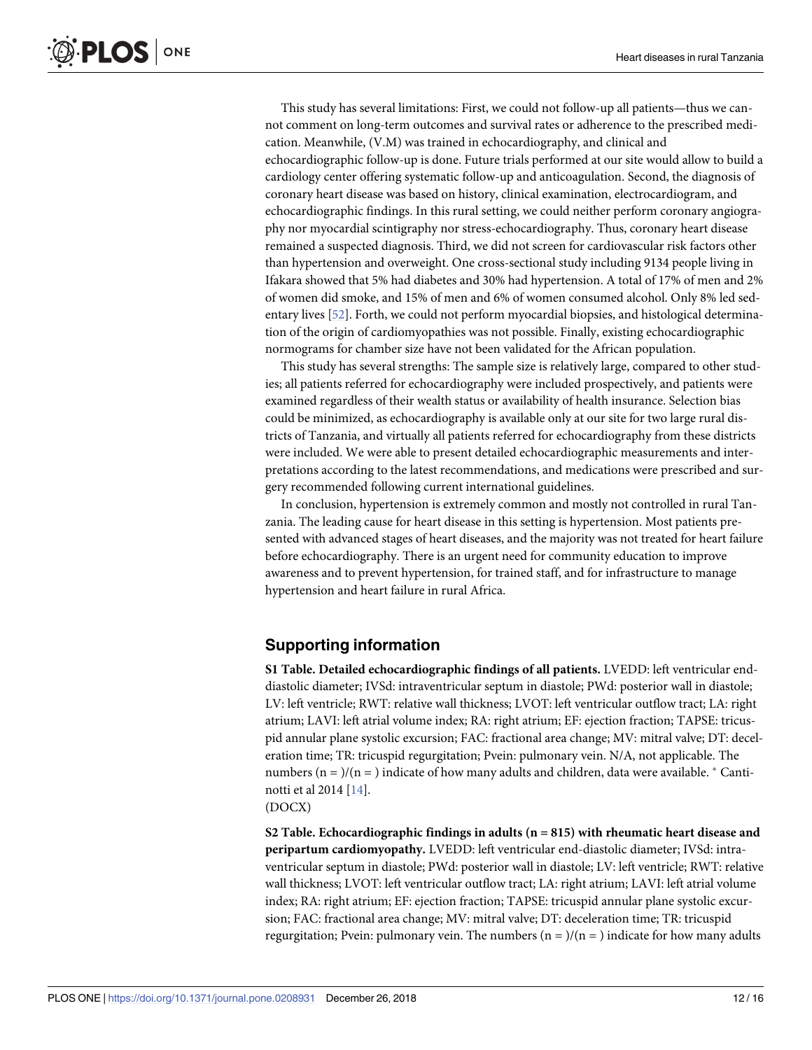This study has several limitations: First, we could not follow-up all patients—thus we cannot comment on long-term outcomes and survival rates or adherence to the prescribed medication. Meanwhile, (V.M) was trained in echocardiography, and clinical and echocardiographic follow-up is done. Future trials performed at our site would allow to build a cardiology center offering systematic follow-up and anticoagulation. Second, the diagnosis of coronary heart disease was based on history, clinical examination, electrocardiogram, and echocardiographic findings. In this rural setting, we could neither perform coronary angiography nor myocardial scintigraphy nor stress-echocardiography. Thus, coronary heart disease remained a suspected diagnosis. Third, we did not screen for cardiovascular risk factors other than hypertension and overweight. One cross-sectional study including 9134 people living in Ifakara showed that 5% had diabetes and 30% had hypertension. A total of 17% of men and 2% of women did smoke, and 15% of men and 6% of women consumed alcohol. Only 8% led sedentary lives [52]. Forth, we could not perform myocardial biopsies, and histological determination of the origin of cardiomyopathies was not possible. Finally, existing echocardiographic normograms for chamber size have not been validated for the African population.

This study has several strengths: The sample size is relatively large, compared to other studies; all patients referred for echocardiography were included prospectively, and patients were examined regardless of their wealth status or availability of health insurance. Selection bias could be minimized, as echocardiography is available only at our site for two large rural districts of Tanzania, and virtually all patients referred for echocardiography from these districts were included. We were able to present detailed echocardiographic measurements and interpretations according to the latest recommendations, and medications were prescribed and surgery recommended following current international guidelines.

In conclusion, hypertension is extremely common and mostly not controlled in rural Tanzania. The leading cause for heart disease in this setting is hypertension. Most patients presented with advanced stages of heart diseases, and the majority was not treated for heart failure before echocardiography. There is an urgent need for community education to improve awareness and to prevent hypertension, for trained staff, and for infrastructure to manage hypertension and heart failure in rural Africa.

## Supporting information

**S1 Table. Detailed echocardiographic findings of all patients.** LVEDD: left ventricular end-diastolic diameter; IVSd: intraventricular septum in diastole; PWd: posterior wall in diastole; LV: left ventricle; RWT: relative wall thickness; LVOT: left ventricular outflow tract; LA: right atrium; LAVI: left atrial volume index; RA: right atrium; EF: ejection fraction; TAPSE: tricuspid annular plane systolic excursion; FAC: fractional area change; MV: mitral valve; DT: deceleration time; TR: tricuspid regurgitation; Pvein: pulmonary vein. N/A, not applicable. The numbers (n = )/(n = ) indicate of how many adults and children, data were available. * Cantinotti et al 2014 [14].
(DOCX)

**S2 Table. Echocardiographic findings in adults (n = 815) with rheumatic heart disease and peripartum cardiomyopathy.** LVEDD: left ventricular end-diastolic diameter; IVSd: intraventricular septum in diastole; PWd: posterior wall in diastole; LV: left ventricle; RWT: relative wall thickness; LVOT: left ventricular outflow tract; LA: right atrium; LAVI: left atrial volume index; RA: right atrium; EF: ejection fraction; TAPSE: tricuspid annular plane systolic excursion; FAC: fractional area change; MV: mitral valve; DT: deceleration time; TR: tricuspid regurgitation; Pvein: pulmonary vein. The numbers (n = )/(n = ) indicate for how many adults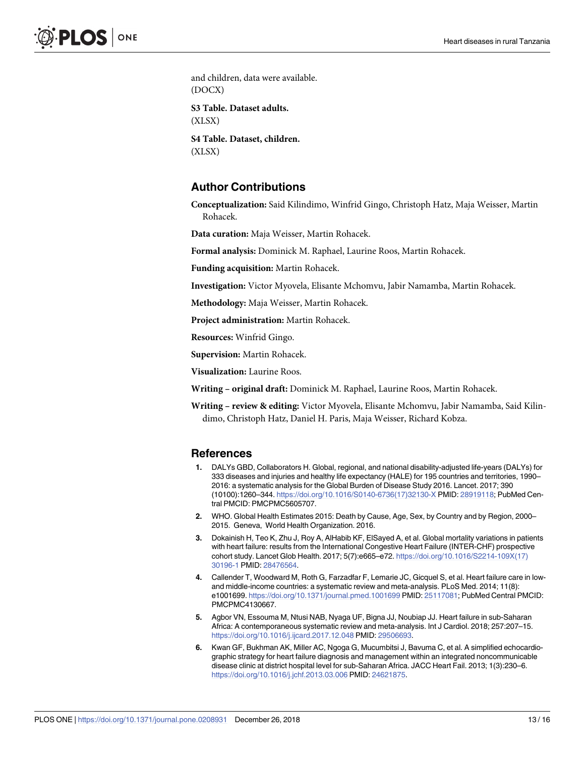and children, data were available.
(DOCX)

**S3 Table. Dataset adults.**
(XLSX)

**S4 Table. Dataset, children.**
(XLSX)

## Author Contributions

**Conceptualization:** Said Kilindimo, Winfrid Gingo, Christoph Hatz, Maja Weisser, Martin Rohacek.

**Data curation:** Maja Weisser, Martin Rohacek.

**Formal analysis:** Dominick M. Raphael, Laurine Roos, Martin Rohacek.

**Funding acquisition:** Martin Rohacek.

**Investigation:** Victor Myovela, Elisante Mchomvu, Jabir Namamba, Martin Rohacek.

**Methodology:** Maja Weisser, Martin Rohacek.

**Project administration:** Martin Rohacek.

**Resources:** Winfrid Gingo.

**Supervision:** Martin Rohacek.

**Visualization:** Laurine Roos.

**Writing – original draft:** Dominick M. Raphael, Laurine Roos, Martin Rohacek.

**Writing – review & editing:** Victor Myovela, Elisante Mchomvu, Jabir Namamba, Said Kilindimo, Christoph Hatz, Daniel H. Paris, Maja Weisser, Richard Kobza.

## References

1. DALYs GBD, Collaborators H. Global, regional, and national disability-adjusted life-years (DALYs) for 333 diseases and injuries and healthy life expectancy (HALE) for 195 countries and territories, 1990–2016: a systematic analysis for the Global Burden of Disease Study 2016. Lancet. 2017; 390 (10100):1260–344. https://doi.org/10.1016/S0140-6736(17)32130-X PMID: 28919118; PubMed Central PMCID: PMCPMC5605707.
2. WHO. Global Health Estimates 2015: Death by Cause, Age, Sex, by Country and by Region, 2000–2015. Geneva, World Health Organization. 2016.
3. Dokainish H, Teo K, Zhu J, Roy A, AlHabib KF, ElSayed A, et al. Global mortality variations in patients with heart failure: results from the International Congestive Heart Failure (INTER-CHF) prospective cohort study. Lancet Glob Health. 2017; 5(7):e665–e72. https://doi.org/10.1016/S2214-109X(17)30196-1 PMID: 28476564.
4. Callender T, Woodward M, Roth G, Farzadfar F, Lemarie JC, Gicquel S, et al. Heart failure care in low- and middle-income countries: a systematic review and meta-analysis. PLoS Med. 2014; 11(8): e1001699. https://doi.org/10.1371/journal.pmed.1001699 PMID: 25117081; PubMed Central PMCID: PMCPMC4130667.
5. Agbor VN, Essouma M, Ntusi NAB, Nyaga UF, Bigna JJ, Noubiap JJ. Heart failure in sub-Saharan Africa: A contemporaneous systematic review and meta-analysis. Int J Cardiol. 2018; 257:207–15. https://doi.org/10.1016/j.ijcard.2017.12.048 PMID: 29506693.
6. Kwan GF, Bukhman AK, Miller AC, Ngoga G, Mucumbitsi J, Bavuma C, et al. A simplified echocardiographic strategy for heart failure diagnosis and management within an integrated noncommunicable disease clinic at district hospital level for sub-Saharan Africa. JACC Heart Fail. 2013; 1(3):230–6. https://doi.org/10.1016/j.jchf.2013.03.006 PMID: 24621875.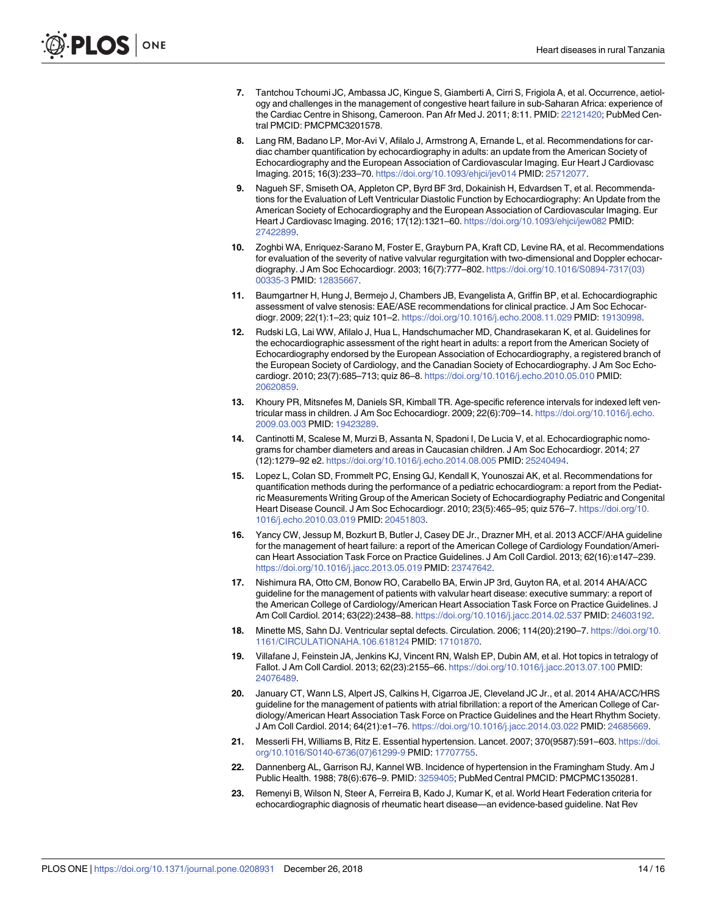7. Tantchou Tchoumi JC, Ambassa JC, Kingue S, Giamberti A, Cirri S, Frigiola A, et al. Occurrence, aetiology and challenges in the management of congestive heart failure in sub-Saharan Africa: experience of the Cardiac Centre in Shisong, Cameroon. Pan Afr Med J. 2011; 8:11. PMID: 22121420; PubMed Central PMCID: PMCPMC3201578.
8. Lang RM, Badano LP, Mor-Avi V, Afilalo J, Armstrong A, Ernande L, et al. Recommendations for cardiac chamber quantification by echocardiography in adults: an update from the American Society of Echocardiography and the European Association of Cardiovascular Imaging. Eur Heart J Cardiovasc Imaging. 2015; 16(3):233–70. https://doi.org/10.1093/ehjci/jev014 PMID: 25712077.
9. Nagueh SF, Smiseth OA, Appleton CP, Byrd BF 3rd, Dokainish H, Edvardsen T, et al. Recommendations for the Evaluation of Left Ventricular Diastolic Function by Echocardiography: An Update from the American Society of Echocardiography and the European Association of Cardiovascular Imaging. Eur Heart J Cardiovasc Imaging. 2016; 17(12):1321–60. https://doi.org/10.1093/ehjci/jew082 PMID: 27422899.
10. Zoghbi WA, Enriquez-Sarano M, Foster E, Grayburn PA, Kraft CD, Levine RA, et al. Recommendations for evaluation of the severity of native valvular regurgitation with two-dimensional and Doppler echocardiography. J Am Soc Echocardiogr. 2003; 16(7):777–802. https://doi.org/10.1016/S0894-7317(03)00335-3 PMID: 12835667.
11. Baumgartner H, Hung J, Bermejo J, Chambers JB, Evangelista A, Griffin BP, et al. Echocardiographic assessment of valve stenosis: EAE/ASE recommendations for clinical practice. J Am Soc Echocardiogr. 2009; 22(1):1–23; quiz 101–2. https://doi.org/10.1016/j.echo.2008.11.029 PMID: 19130998.
12. Rudski LG, Lai WW, Afilalo J, Hua L, Handschumacher MD, Chandrasekaran K, et al. Guidelines for the echocardiographic assessment of the right heart in adults: a report from the American Society of Echocardiography endorsed by the European Association of Echocardiography, a registered branch of the European Society of Cardiology, and the Canadian Society of Echocardiography. J Am Soc Echocardiogr. 2010; 23(7):685–713; quiz 86–8. https://doi.org/10.1016/j.echo.2010.05.010 PMID: 20620859.
13. Khoury PR, Mitsnefes M, Daniels SR, Kimball TR. Age-specific reference intervals for indexed left ventricular mass in children. J Am Soc Echocardiogr. 2009; 22(6):709–14. https://doi.org/10.1016/j.echo.2009.03.003 PMID: 19423289.
14. Cantinotti M, Scalese M, Murzi B, Assanta N, Spadoni I, De Lucia V, et al. Echocardiographic nomograms for chamber diameters and areas in Caucasian children. J Am Soc Echocardiogr. 2014; 27(12):1279–92 e2. https://doi.org/10.1016/j.echo.2014.08.005 PMID: 25240494.
15. Lopez L, Colan SD, Frommelt PC, Ensing GJ, Kendall K, Younoszai AK, et al. Recommendations for quantification methods during the performance of a pediatric echocardiogram: a report from the Pediatric Measurements Writing Group of the American Society of Echocardiography Pediatric and Congenital Heart Disease Council. J Am Soc Echocardiogr. 2010; 23(5):465–95; quiz 576–7. https://doi.org/10.1016/j.echo.2010.03.019 PMID: 20451803.
16. Yancy CW, Jessup M, Bozkurt B, Butler J, Casey DE Jr., Drazner MH, et al. 2013 ACCF/AHA guideline for the management of heart failure: a report of the American College of Cardiology Foundation/American Heart Association Task Force on Practice Guidelines. J Am Coll Cardiol. 2013; 62(16):e147–239. https://doi.org/10.1016/j.jacc.2013.05.019 PMID: 23747642.
17. Nishimura RA, Otto CM, Bonow RO, Carabello BA, Erwin JP 3rd, Guyton RA, et al. 2014 AHA/ACC guideline for the management of patients with valvular heart disease: executive summary: a report of the American College of Cardiology/American Heart Association Task Force on Practice Guidelines. J Am Coll Cardiol. 2014; 63(22):2438–88. https://doi.org/10.1016/j.jacc.2014.02.537 PMID: 24603192.
18. Minette MS, Sahn DJ. Ventricular septal defects. Circulation. 2006; 114(20):2190–7. https://doi.org/10.1161/CIRCULATIONAHA.106.618124 PMID: 17101870.
19. Villafane J, Feinstein JA, Jenkins KJ, Vincent RN, Walsh EP, Dubin AM, et al. Hot topics in tetralogy of Fallot. J Am Coll Cardiol. 2013; 62(23):2155–66. https://doi.org/10.1016/j.jacc.2013.07.100 PMID: 24076489.
20. January CT, Wann LS, Alpert JS, Calkins H, Cigarroa JE, Cleveland JC Jr., et al. 2014 AHA/ACC/HRS guideline for the management of patients with atrial fibrillation: a report of the American College of Cardiology/American Heart Association Task Force on Practice Guidelines and the Heart Rhythm Society. J Am Coll Cardiol. 2014; 64(21):e1–76. https://doi.org/10.1016/j.jacc.2014.03.022 PMID: 24685669.
21. Messerli FH, Williams B, Ritz E. Essential hypertension. Lancet. 2007; 370(9587):591–603. https://doi.org/10.1016/S0140-6736(07)61299-9 PMID: 17707755.
22. Dannenberg AL, Garrison RJ, Kannel WB. Incidence of hypertension in the Framingham Study. Am J Public Health. 1988; 78(6):676–9. PMID: 3259405; PubMed Central PMCID: PMCPMC1350281.
23. Remenyi B, Wilson N, Steer A, Ferreira B, Kado J, Kumar K, et al. World Heart Federation criteria for echocardiographic diagnosis of rheumatic heart disease—an evidence-based guideline. Nat Rev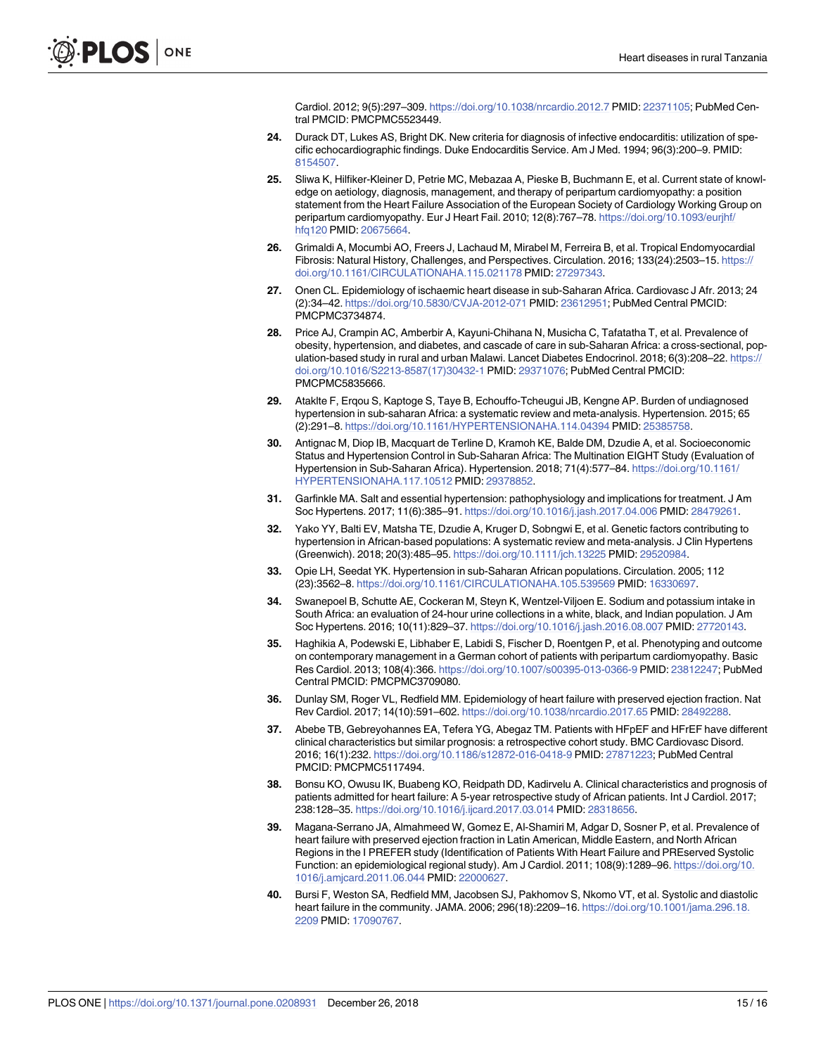Cardiol. 2012; 9(5):297–309. https://doi.org/10.1038/nrcardio.2012.7 PMID: 22371105; PubMed Central PMCID: PMCPMC5523449.

24. Durack DT, Lukes AS, Bright DK. New criteria for diagnosis of infective endocarditis: utilization of specific echocardiographic findings. Duke Endocarditis Service. Am J Med. 1994; 96(3):200–9. PMID: 8154507.

25. Sliwa K, Hilfiker-Kleiner D, Petrie MC, Mebazaa A, Pieske B, Buchmann E, et al. Current state of knowledge on aetiology, diagnosis, management, and therapy of peripartum cardiomyopathy: a position statement from the Heart Failure Association of the European Society of Cardiology Working Group on peripartum cardiomyopathy. Eur J Heart Fail. 2010; 12(8):767–78. https://doi.org/10.1093/eurjhf/hfq120 PMID: 20675664.

26. Grimaldi A, Mocumbi AO, Freers J, Lachaud M, Mirabel M, Ferreira B, et al. Tropical Endomyocardial Fibrosis: Natural History, Challenges, and Perspectives. Circulation. 2016; 133(24):2503–15. https://doi.org/10.1161/CIRCULATIONAHA.115.021178 PMID: 27297343.

27. Onen CL. Epidemiology of ischaemic heart disease in sub-Saharan Africa. Cardiovasc J Afr. 2013; 24 (2):34–42. https://doi.org/10.5830/CVJA-2012-071 PMID: 23612951; PubMed Central PMCID: PMCPMC3734874.

28. Price AJ, Crampin AC, Amberbir A, Kayuni-Chihana N, Musicha C, Tafatatha T, et al. Prevalence of obesity, hypertension, and diabetes, and cascade of care in sub-Saharan Africa: a cross-sectional, population-based study in rural and urban Malawi. Lancet Diabetes Endocrinol. 2018; 6(3):208–22. https://doi.org/10.1016/S2213-8587(17)30432-1 PMID: 29371076; PubMed Central PMCID: PMCPMC5835666.

29. Ataklte F, Erqou S, Kaptoge S, Taye B, Echouffo-Tcheugui JB, Kengne AP. Burden of undiagnosed hypertension in sub-saharan Africa: a systematic review and meta-analysis. Hypertension. 2015; 65 (2):291–8. https://doi.org/10.1161/HYPERTENSIONAHA.114.04394 PMID: 25385758.

30. Antignac M, Diop IB, Macquart de Terline D, Kramoh KE, Balde DM, Dzudie A, et al. Socioeconomic Status and Hypertension Control in Sub-Saharan Africa: The Multination EIGHT Study (Evaluation of Hypertension in Sub-Saharan Africa). Hypertension. 2018; 71(4):577–84. https://doi.org/10.1161/HYPERTENSIONAHA.117.10512 PMID: 29378852.

31. Garfinkle MA. Salt and essential hypertension: pathophysiology and implications for treatment. J Am Soc Hypertens. 2017; 11(6):385–91. https://doi.org/10.1016/j.jash.2017.04.006 PMID: 28479261.

32. Yako YY, Balti EV, Matsha TE, Dzudie A, Kruger D, Sobngwi E, et al. Genetic factors contributing to hypertension in African-based populations: A systematic review and meta-analysis. J Clin Hypertens (Greenwich). 2018; 20(3):485–95. https://doi.org/10.1111/jch.13225 PMID: 29520984.

33. Opie LH, Seedat YK. Hypertension in sub-Saharan African populations. Circulation. 2005; 112 (23):3562–8. https://doi.org/10.1161/CIRCULATIONAHA.105.539569 PMID: 16330697.

34. Swanepoel B, Schutte AE, Cockeran M, Steyn K, Wentzel-Viljoen E. Sodium and potassium intake in South Africa: an evaluation of 24-hour urine collections in a white, black, and Indian population. J Am Soc Hypertens. 2016; 10(11):829–37. https://doi.org/10.1016/j.jash.2016.08.007 PMID: 27720143.

35. Haghikia A, Podewski E, Libhaber E, Labidi S, Fischer D, Roentgen P, et al. Phenotyping and outcome on contemporary management in a German cohort of patients with peripartum cardiomyopathy. Basic Res Cardiol. 2013; 108(4):366. https://doi.org/10.1007/s00395-013-0366-9 PMID: 23812247; PubMed Central PMCID: PMCPMC3709080.

36. Dunlay SM, Roger VL, Redfield MM. Epidemiology of heart failure with preserved ejection fraction. Nat Rev Cardiol. 2017; 14(10):591–602. https://doi.org/10.1038/nrcardio.2017.65 PMID: 28492288.

37. Abebe TB, Gebreyohannes EA, Tefera YG, Abegaz TM. Patients with HFpEF and HFrEF have different clinical characteristics but similar prognosis: a retrospective cohort study. BMC Cardiovasc Disord. 2016; 16(1):232. https://doi.org/10.1186/s12872-016-0418-9 PMID: 27871223; PubMed Central PMCID: PMCPMC5117494.

38. Bonsu KO, Owusu IK, Buabeng KO, Reidpath DD, Kadirvelu A. Clinical characteristics and prognosis of patients admitted for heart failure: A 5-year retrospective study of African patients. Int J Cardiol. 2017; 238:128–35. https://doi.org/10.1016/j.ijcard.2017.03.014 PMID: 28318656.

39. Magana-Serrano JA, Almahmeed W, Gomez E, Al-Shamiri M, Adgar D, Sosner P, et al. Prevalence of heart failure with preserved ejection fraction in Latin American, Middle Eastern, and North African Regions in the I PREFER study (Identification of Patients With Heart Failure and PREserved Systolic Function: an epidemiological regional study). Am J Cardiol. 2011; 108(9):1289–96. https://doi.org/10.1016/j.amjcard.2011.06.044 PMID: 22000627.

40. Bursi F, Weston SA, Redfield MM, Jacobsen SJ, Pakhomov S, Nkomo VT, et al. Systolic and diastolic heart failure in the community. JAMA. 2006; 296(18):2209–16. https://doi.org/10.1001/jama.296.18.2209 PMID: 17090767.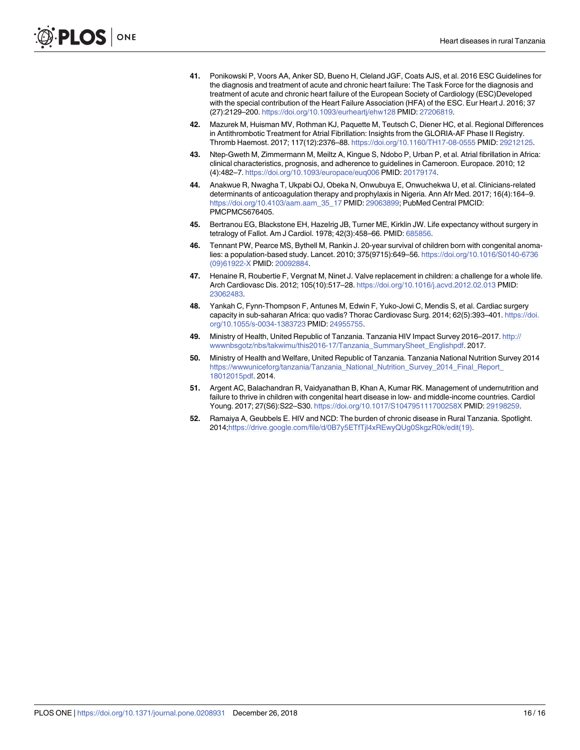41. Ponikowski P, Voors AA, Anker SD, Bueno H, Cleland JGF, Coats AJS, et al. 2016 ESC Guidelines for the diagnosis and treatment of acute and chronic heart failure: The Task Force for the diagnosis and treatment of acute and chronic heart failure of the European Society of Cardiology (ESC)Developed with the special contribution of the Heart Failure Association (HFA) of the ESC. Eur Heart J. 2016; 37 (27):2129–200. https://doi.org/10.1093/eurheartj/ehw128 PMID: 27206819.

42. Mazurek M, Huisman MV, Rothman KJ, Paquette M, Teutsch C, Diener HC, et al. Regional Differences in Antithrombotic Treatment for Atrial Fibrillation: Insights from the GLORIA-AF Phase II Registry. Thromb Haemost. 2017; 117(12):2376–88. https://doi.org/10.1160/TH17-08-0555 PMID: 29212125.

43. Ntep-Gweth M, Zimmermann M, Meiltz A, Kingue S, Ndobo P, Urban P, et al. Atrial fibrillation in Africa: clinical characteristics, prognosis, and adherence to guidelines in Cameroon. Europace. 2010; 12 (4):482–7. https://doi.org/10.1093/europace/euq006 PMID: 20179174.

44. Anakwue R, Nwagha T, Ukpabi OJ, Obeka N, Onwubuya E, Onwuchekwa U, et al. Clinicians-related determinants of anticoagulation therapy and prophylaxis in Nigeria. Ann Afr Med. 2017; 16(4):164–9. https://doi.org/10.4103/aam.aam_35_17 PMID: 29063899; PubMed Central PMCID: PMCPMC5676405.

45. Bertranou EG, Blackstone EH, Hazelrig JB, Turner ME, Kirklin JW. Life expectancy without surgery in tetralogy of Fallot. Am J Cardiol. 1978; 42(3):458–66. PMID: 685856.

46. Tennant PW, Pearce MS, Bythell M, Rankin J. 20-year survival of children born with congenital anomalies: a population-based study. Lancet. 2010; 375(9715):649–56. https://doi.org/10.1016/S0140-6736(09)61922-X PMID: 20092884.

47. Henaine R, Roubertie F, Vergnat M, Ninet J. Valve replacement in children: a challenge for a whole life. Arch Cardiovasc Dis. 2012; 105(10):517–28. https://doi.org/10.1016/j.acvd.2012.02.013 PMID: 23062483.

48. Yankah C, Fynn-Thompson F, Antunes M, Edwin F, Yuko-Jowi C, Mendis S, et al. Cardiac surgery capacity in sub-saharan Africa: quo vadis? Thorac Cardiovasc Surg. 2014; 62(5):393–401. https://doi.org/10.1055/s-0034-1383723 PMID: 24955755.

49. Ministry of Health, United Republic of Tanzania. Tanzania HIV Impact Survey 2016–2017. http://wwwnbsgotz/nbs/takwimu/this2016-17/Tanzania_SummarySheet_Englishpdf. 2017.

50. Ministry of Health and Welfare, United Republic of Tanzania. Tanzania National Nutrition Survey 2014 https://wwwuniceforg/tanzania/Tanzania_National_Nutrition_Survey_2014_Final_Report_18012015pdf. 2014.

51. Argent AC, Balachandran R, Vaidyanathan B, Khan A, Kumar RK. Management of undernutrition and failure to thrive in children with congenital heart disease in low- and middle-income countries. Cardiol Young. 2017; 27(S6):S22–S30. https://doi.org/10.1017/S104795111700258X PMID: 29198259.

52. Ramaiya A, Geubbels E. HIV and NCD: The burden of chronic disease in Rural Tanzania. Spotlight. 2014;https://drive.google.com/file/d/0B7y5ETfTjl4xREwyQUg0SkgzR0k/edit(19).